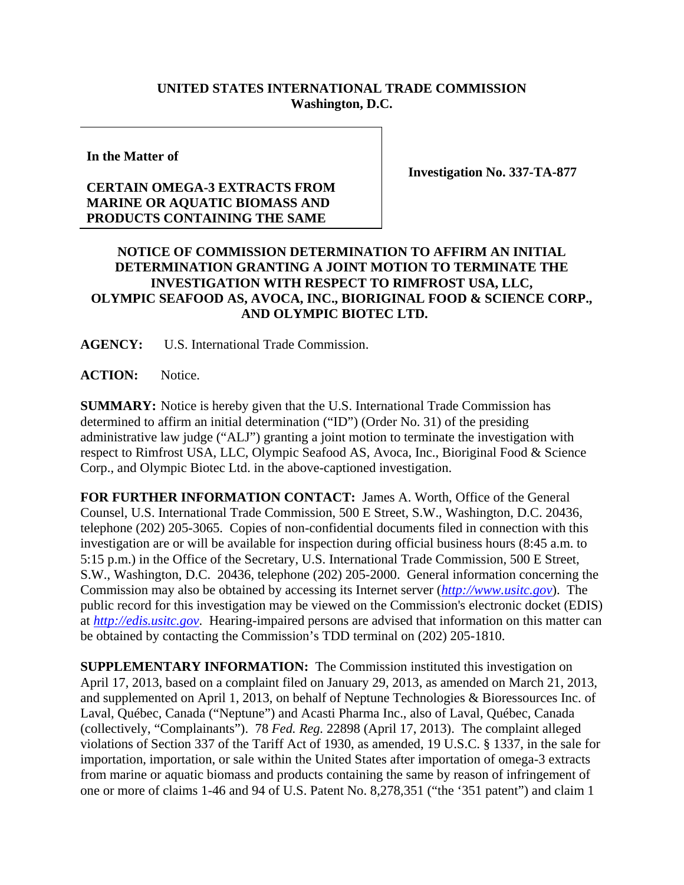**UNITED STATES INTERNATIONAL TRADE COMMISSION**
**Washington, D.C.**

**In the Matter of**

**CERTAIN OMEGA-3 EXTRACTS FROM MARINE OR AQUATIC BIOMASS AND PRODUCTS CONTAINING THE SAME**

**Investigation No. 337-TA-877**

**NOTICE OF COMMISSION DETERMINATION TO AFFIRM AN INITIAL DETERMINATION GRANTING A JOINT MOTION TO TERMINATE THE INVESTIGATION WITH RESPECT TO RIMFROST USA, LLC, OLYMPIC SEAFOOD AS, AVOCA, INC., BIORIGINAL FOOD & SCIENCE CORP., AND OLYMPIC BIOTEC LTD.**

**AGENCY:** U.S. International Trade Commission.

**ACTION:** Notice.

**SUMMARY:** Notice is hereby given that the U.S. International Trade Commission has determined to affirm an initial determination ("ID") (Order No. 31) of the presiding administrative law judge ("ALJ") granting a joint motion to terminate the investigation with respect to Rimfrost USA, LLC, Olympic Seafood AS, Avoca, Inc., Bioriginal Food & Science Corp., and Olympic Biotec Ltd. in the above-captioned investigation.

**FOR FURTHER INFORMATION CONTACT:** James A. Worth, Office of the General Counsel, U.S. International Trade Commission, 500 E Street, S.W., Washington, D.C. 20436, telephone (202) 205-3065. Copies of non-confidential documents filed in connection with this investigation are or will be available for inspection during official business hours (8:45 a.m. to 5:15 p.m.) in the Office of the Secretary, U.S. International Trade Commission, 500 E Street, S.W., Washington, D.C. 20436, telephone (202) 205-2000. General information concerning the Commission may also be obtained by accessing its Internet server (*http://www.usitc.gov*). The public record for this investigation may be viewed on the Commission's electronic docket (EDIS) at *http://edis.usitc.gov*. Hearing-impaired persons are advised that information on this matter can be obtained by contacting the Commission's TDD terminal on (202) 205-1810.

**SUPPLEMENTARY INFORMATION:** The Commission instituted this investigation on April 17, 2013, based on a complaint filed on January 29, 2013, as amended on March 21, 2013, and supplemented on April 1, 2013, on behalf of Neptune Technologies & Bioressources Inc. of Laval, Québec, Canada ("Neptune") and Acasti Pharma Inc., also of Laval, Québec, Canada (collectively, "Complainants"). 78 *Fed. Reg.* 22898 (April 17, 2013). The complaint alleged violations of Section 337 of the Tariff Act of 1930, as amended, 19 U.S.C. § 1337, in the sale for importation, importation, or sale within the United States after importation of omega-3 extracts from marine or aquatic biomass and products containing the same by reason of infringement of one or more of claims 1-46 and 94 of U.S. Patent No. 8,278,351 ("the '351 patent") and claim 1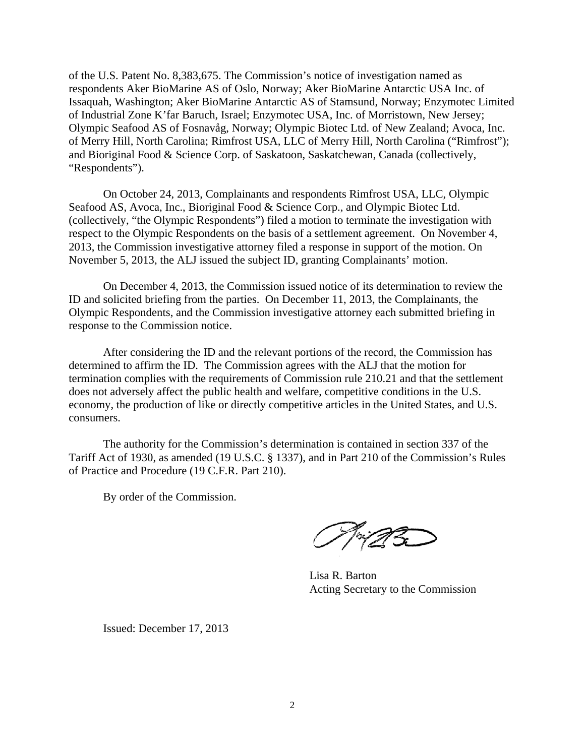of the U.S. Patent No. 8,383,675. The Commission's notice of investigation named as respondents Aker BioMarine AS of Oslo, Norway; Aker BioMarine Antarctic USA Inc. of Issaquah, Washington; Aker BioMarine Antarctic AS of Stamsund, Norway; Enzymotec Limited of Industrial Zone K'far Baruch, Israel; Enzymotec USA, Inc. of Morristown, New Jersey; Olympic Seafood AS of Fosnavåg, Norway; Olympic Biotec Ltd. of New Zealand; Avoca, Inc. of Merry Hill, North Carolina; Rimfrost USA, LLC of Merry Hill, North Carolina ("Rimfrost"); and Bioriginal Food & Science Corp. of Saskatoon, Saskatchewan, Canada (collectively, "Respondents").

On October 24, 2013, Complainants and respondents Rimfrost USA, LLC, Olympic Seafood AS, Avoca, Inc., Bioriginal Food & Science Corp., and Olympic Biotec Ltd. (collectively, "the Olympic Respondents") filed a motion to terminate the investigation with respect to the Olympic Respondents on the basis of a settlement agreement. On November 4, 2013, the Commission investigative attorney filed a response in support of the motion. On November 5, 2013, the ALJ issued the subject ID, granting Complainants' motion.

On December 4, 2013, the Commission issued notice of its determination to review the ID and solicited briefing from the parties. On December 11, 2013, the Complainants, the Olympic Respondents, and the Commission investigative attorney each submitted briefing in response to the Commission notice.

After considering the ID and the relevant portions of the record, the Commission has determined to affirm the ID. The Commission agrees with the ALJ that the motion for termination complies with the requirements of Commission rule 210.21 and that the settlement does not adversely affect the public health and welfare, competitive conditions in the U.S. economy, the production of like or directly competitive articles in the United States, and U.S. consumers.

The authority for the Commission's determination is contained in section 337 of the Tariff Act of 1930, as amended (19 U.S.C. § 1337), and in Part 210 of the Commission's Rules of Practice and Procedure (19 C.F.R. Part 210).

By order of the Commission.

Lisa R. Barton
Acting Secretary to the Commission

Issued: December 17, 2013